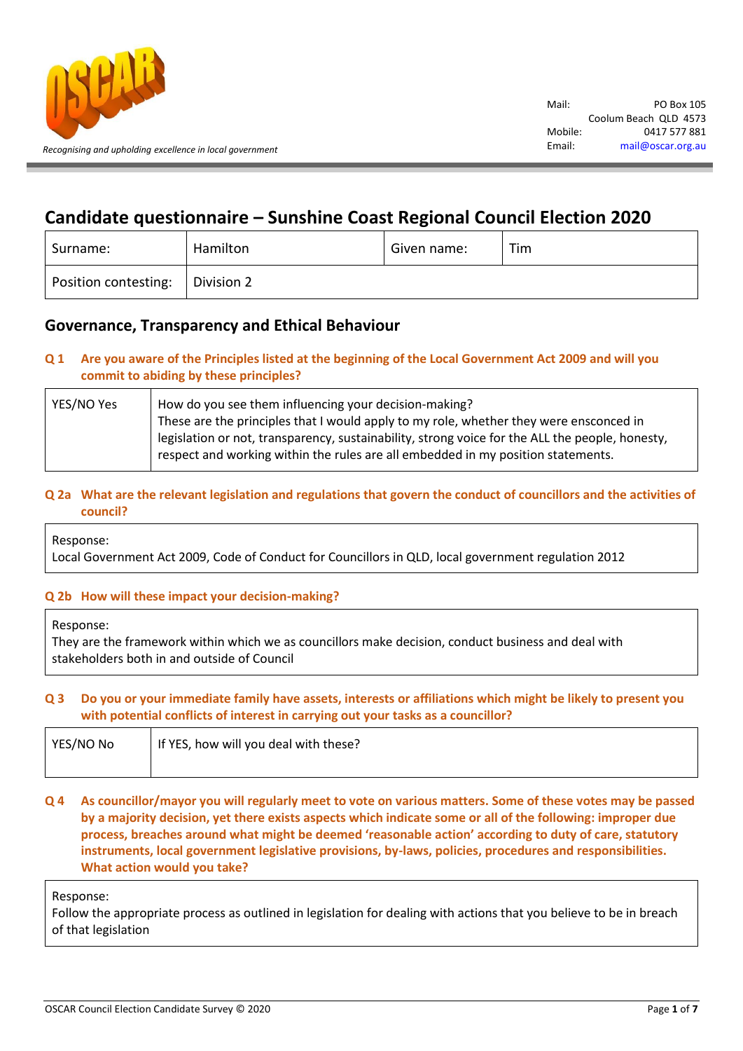Recognising and upholding excellence in local government

| | |
|---|---|
| Mail: | PO Box 105 |
| | Coolum Beach QLD 4573 |
| Mobile: | 0417 577 881 |
| Email: | mail@oscar.org.au |

# Candidate questionnaire – Sunshine Coast Regional Council Election 2020

| Surname: | Hamilton | Given name: | Tim |
|---|---|---|---|
| Position contesting: | Division 2 | | |

## Governance, Transparency and Ethical Behaviour

**Q 1 Are you aware of the Principles listed at the beginning of the Local Government Act 2009 and will you commit to abiding by these principles?**

| YES/NO Yes | How do you see them influencing your decision-making?<br>These are the principles that I would apply to my role, whether they were ensconced in legislation or not, transparency, sustainability, strong voice for the ALL the people, honesty, respect and working within the rules are all embedded in my position statements. |
|---|---|

**Q 2a What are the relevant legislation and regulations that govern the conduct of councillors and the activities of council?**

Response:
Local Government Act 2009, Code of Conduct for Councillors in QLD, local government regulation 2012

**Q 2b How will these impact your decision-making?**

Response:
They are the framework within which we as councillors make decision, conduct business and deal with stakeholders both in and outside of Council

**Q 3 Do you or your immediate family have assets, interests or affiliations which might be likely to present you with potential conflicts of interest in carrying out your tasks as a councillor?**

| YES/NO No | If YES, how will you deal with these? |
|---|---|

**Q 4 As councillor/mayor you will regularly meet to vote on various matters. Some of these votes may be passed by a majority decision, yet there exists aspects which indicate some or all of the following: improper due process, breaches around what might be deemed 'reasonable action' according to duty of care, statutory instruments, local government legislative provisions, by-laws, policies, procedures and responsibilities. What action would you take?**

Response:
Follow the appropriate process as outlined in legislation for dealing with actions that you believe to be in breach of that legislation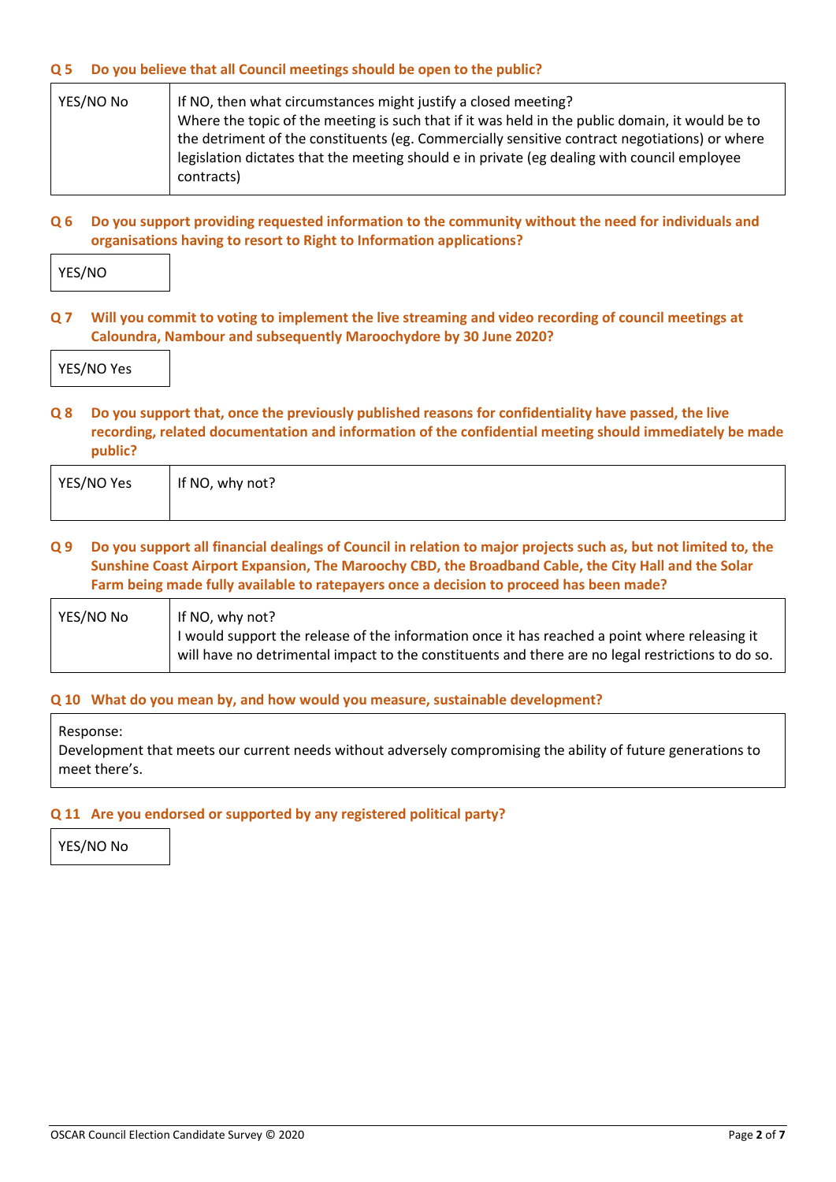### Q 5 Do you believe that all Council meetings should be open to the public?

| YES/NO No | If NO, then what circumstances might justify a closed meeting?<br>Where the topic of the meeting is such that if it was held in the public domain, it would be to the detriment of the constituents (eg. Commercially sensitive contract negotiations) or where legislation dictates that the meeting should e in private (eg dealing with council employee contracts) |
|---|---|

### Q 6 Do you support providing requested information to the community without the need for individuals and organisations having to resort to Right to Information applications?

| YES/NO |
|---|

### Q 7 Will you commit to voting to implement the live streaming and video recording of council meetings at Caloundra, Nambour and subsequently Maroochydore by 30 June 2020?

| YES/NO Yes |
|---|

### Q 8 Do you support that, once the previously published reasons for confidentiality have passed, the live recording, related documentation and information of the confidential meeting should immediately be made public?

| YES/NO Yes | If NO, why not? |
|---|---|

### Q 9 Do you support all financial dealings of Council in relation to major projects such as, but not limited to, the Sunshine Coast Airport Expansion, The Maroochy CBD, the Broadband Cable, the City Hall and the Solar Farm being made fully available to ratepayers once a decision to proceed has been made?

| YES/NO No | If NO, why not?<br>I would support the release of the information once it has reached a point where releasing it will have no detrimental impact to the constituents and there are no legal restrictions to do so. |
|---|---|

### Q 10 What do you mean by, and how would you measure, sustainable development?

| Response:<br>Development that meets our current needs without adversely compromising the ability of future generations to meet there's. |
|---|

### Q 11 Are you endorsed or supported by any registered political party?

| YES/NO No |
|---|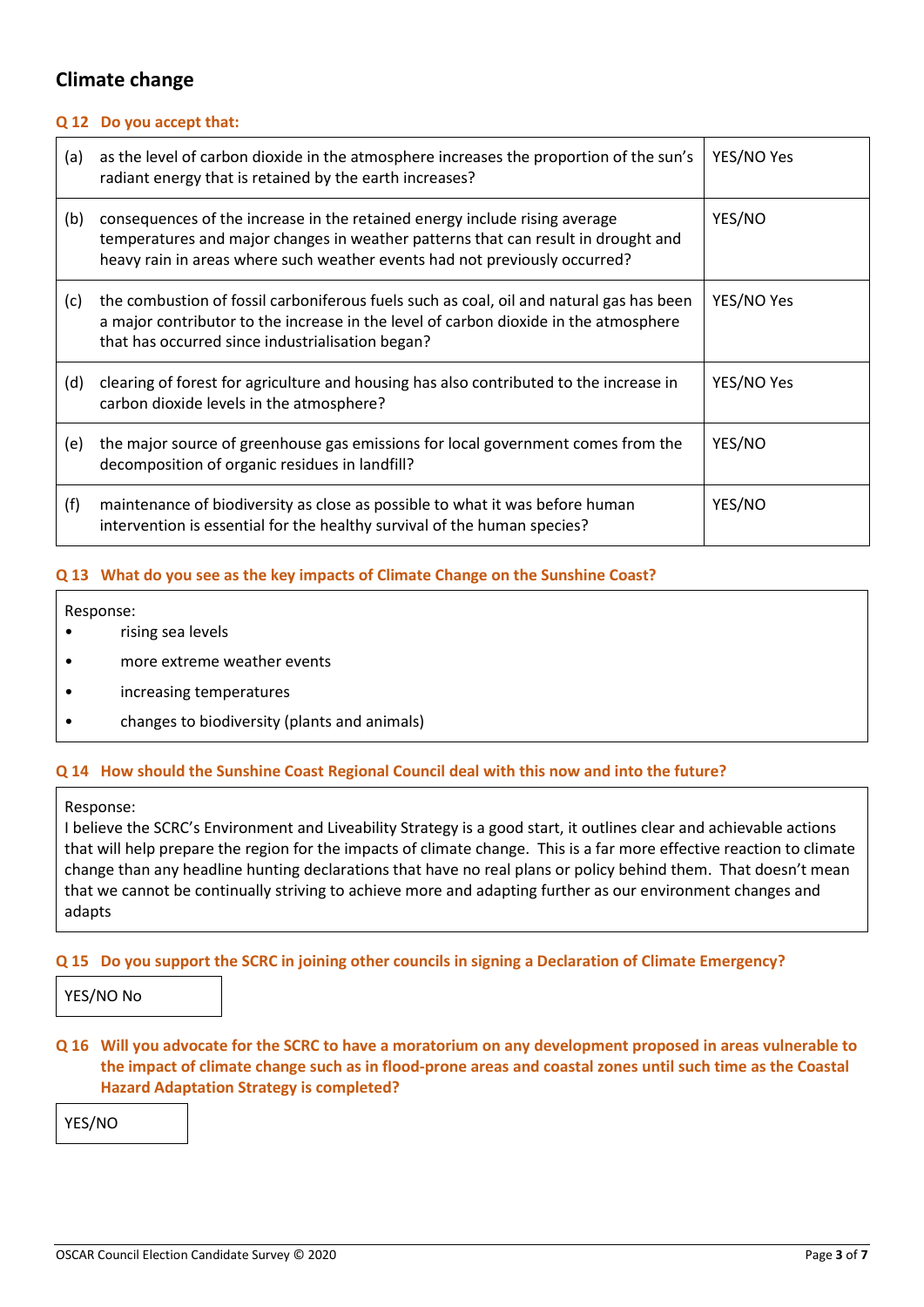## Climate change

**Q 12 Do you accept that:**

| | | |
|---|---|---|
| (a) | as the level of carbon dioxide in the atmosphere increases the proportion of the sun's radiant energy that is retained by the earth increases? | YES/NO Yes |
| (b) | consequences of the increase in the retained energy include rising average temperatures and major changes in weather patterns that can result in drought and heavy rain in areas where such weather events had not previously occurred? | YES/NO |
| (c) | the combustion of fossil carboniferous fuels such as coal, oil and natural gas has been a major contributor to the increase in the level of carbon dioxide in the atmosphere that has occurred since industrialisation began? | YES/NO Yes |
| (d) | clearing of forest for agriculture and housing has also contributed to the increase in carbon dioxide levels in the atmosphere? | YES/NO Yes |
| (e) | the major source of greenhouse gas emissions for local government comes from the decomposition of organic residues in landfill? | YES/NO |
| (f) | maintenance of biodiversity as close as possible to what it was before human intervention is essential for the healthy survival of the human species? | YES/NO |

**Q 13 What do you see as the key impacts of Climate Change on the Sunshine Coast?**

Response:

- rising sea levels
- more extreme weather events
- increasing temperatures
- changes to biodiversity (plants and animals)

**Q 14 How should the Sunshine Coast Regional Council deal with this now and into the future?**

Response:
I believe the SCRC's Environment and Liveability Strategy is a good start, it outlines clear and achievable actions that will help prepare the region for the impacts of climate change. This is a far more effective reaction to climate change than any headline hunting declarations that have no real plans or policy behind them. That doesn't mean that we cannot be continually striving to achieve more and adapting further as our environment changes and adapts

**Q 15 Do you support the SCRC in joining other councils in signing a Declaration of Climate Emergency?**

YES/NO No

**Q 16 Will you advocate for the SCRC to have a moratorium on any development proposed in areas vulnerable to the impact of climate change such as in flood-prone areas and coastal zones until such time as the Coastal Hazard Adaptation Strategy is completed?**

YES/NO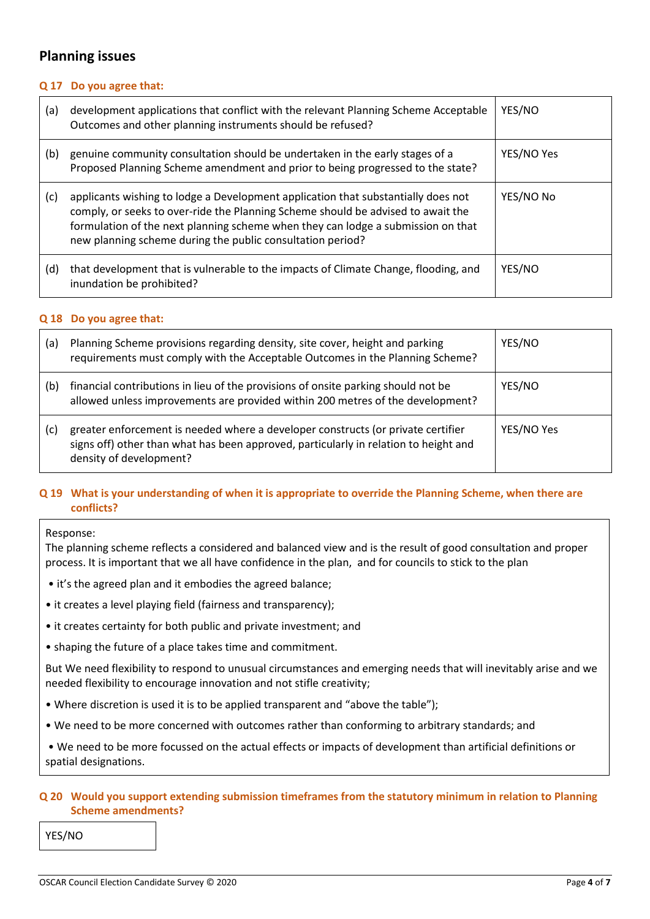## Planning issues

### Q 17 Do you agree that:

| | | |
|---|---|---|
| (a) | development applications that conflict with the relevant Planning Scheme Acceptable Outcomes and other planning instruments should be refused? | YES/NO |
| (b) | genuine community consultation should be undertaken in the early stages of a Proposed Planning Scheme amendment and prior to being progressed to the state? | YES/NO Yes |
| (c) | applicants wishing to lodge a Development application that substantially does not comply, or seeks to over-ride the Planning Scheme should be advised to await the formulation of the next planning scheme when they can lodge a submission on that new planning scheme during the public consultation period? | YES/NO No |
| (d) | that development that is vulnerable to the impacts of Climate Change, flooding, and inundation be prohibited? | YES/NO |

### Q 18 Do you agree that:

| | | |
|---|---|---|
| (a) | Planning Scheme provisions regarding density, site cover, height and parking requirements must comply with the Acceptable Outcomes in the Planning Scheme? | YES/NO |
| (b) | financial contributions in lieu of the provisions of onsite parking should not be allowed unless improvements are provided within 200 metres of the development? | YES/NO |
| (c) | greater enforcement is needed where a developer constructs (or private certifier signs off) other than what has been approved, particularly in relation to height and density of development? | YES/NO Yes |

### Q 19 What is your understanding of when it is appropriate to override the Planning Scheme, when there are conflicts?

Response:
The planning scheme reflects a considered and balanced view and is the result of good consultation and proper process. It is important that we all have confidence in the plan, and for councils to stick to the plan

- it's the agreed plan and it embodies the agreed balance;
- it creates a level playing field (fairness and transparency);
- it creates certainty for both public and private investment; and
- shaping the future of a place takes time and commitment.

But We need flexibility to respond to unusual circumstances and emerging needs that will inevitably arise and we needed flexibility to encourage innovation and not stifle creativity;

- Where discretion is used it is to be applied transparent and "above the table");
- We need to be more concerned with outcomes rather than conforming to arbitrary standards; and
- We need to be more focussed on the actual effects or impacts of development than artificial definitions or spatial designations.

### Q 20 Would you support extending submission timeframes from the statutory minimum in relation to Planning Scheme amendments?

YES/NO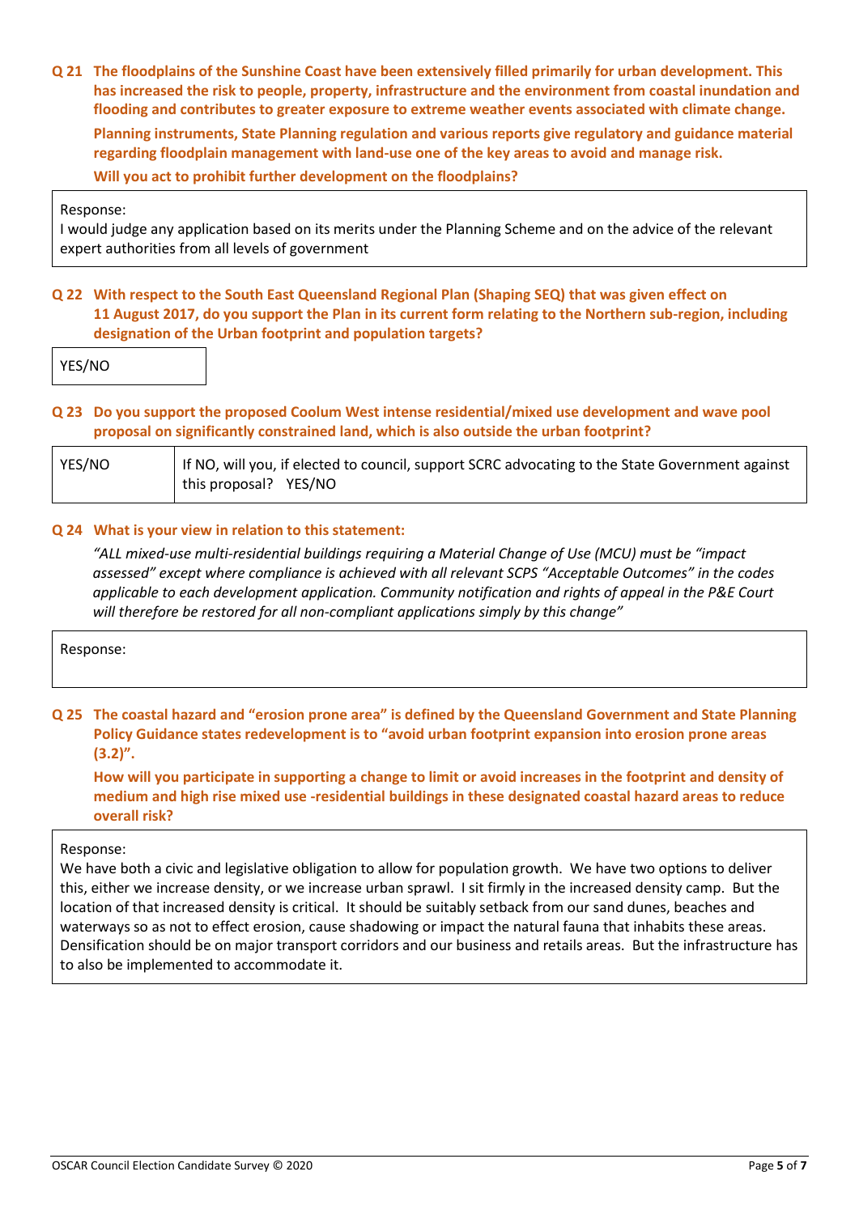**Q 21 The floodplains of the Sunshine Coast have been extensively filled primarily for urban development. This has increased the risk to people, property, infrastructure and the environment from coastal inundation and flooding and contributes to greater exposure to extreme weather events associated with climate change.**

**Planning instruments, State Planning regulation and various reports give regulatory and guidance material regarding floodplain management with land-use one of the key areas to avoid and manage risk.**

**Will you act to prohibit further development on the floodplains?**

| Response: I would judge any application based on its merits under the Planning Scheme and on the advice of the relevant expert authorities from all levels of government |
|---|

**Q 22 With respect to the South East Queensland Regional Plan (Shaping SEQ) that was given effect on 11 August 2017, do you support the Plan in its current form relating to the Northern sub-region, including designation of the Urban footprint and population targets?**

| YES/NO |
|---|

**Q 23 Do you support the proposed Coolum West intense residential/mixed use development and wave pool proposal on significantly constrained land, which is also outside the urban footprint?**

| YES/NO | If NO, will you, if elected to council, support SCRC advocating to the State Government against this proposal? YES/NO |
|---|---|

**Q 24 What is your view in relation to this statement:**

*"ALL mixed-use multi-residential buildings requiring a Material Change of Use (MCU) must be "impact assessed" except where compliance is achieved with all relevant SCPS "Acceptable Outcomes" in the codes applicable to each development application. Community notification and rights of appeal in the P&E Court will therefore be restored for all non-compliant applications simply by this change"*

| Response: |
|---|

**Q 25 The coastal hazard and "erosion prone area" is defined by the Queensland Government and State Planning Policy Guidance states redevelopment is to "avoid urban footprint expansion into erosion prone areas (3.2)".**

**How will you participate in supporting a change to limit or avoid increases in the footprint and density of medium and high rise mixed use -residential buildings in these designated coastal hazard areas to reduce overall risk?**

| Response: We have both a civic and legislative obligation to allow for population growth. We have two options to deliver this, either we increase density, or we increase urban sprawl. I sit firmly in the increased density camp. But the location of that increased density is critical. It should be suitably setback from our sand dunes, beaches and waterways so as not to effect erosion, cause shadowing or impact the natural fauna that inhabits these areas. Densification should be on major transport corridors and our business and retails areas. But the infrastructure has to also be implemented to accommodate it. |
|---|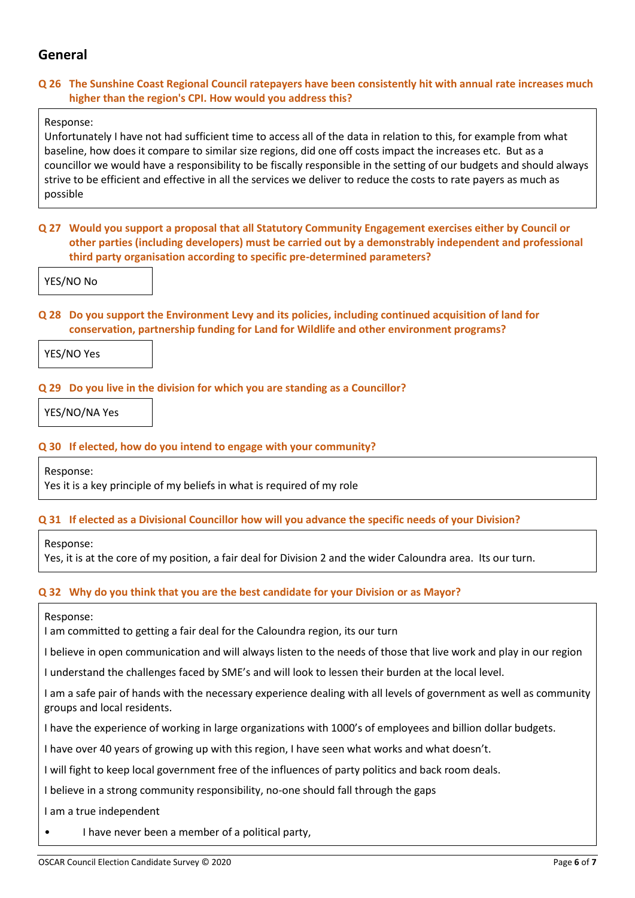## General

**Q 26 The Sunshine Coast Regional Council ratepayers have been consistently hit with annual rate increases much higher than the region's CPI. How would you address this?**

Response:
Unfortunately I have not had sufficient time to access all of the data in relation to this, for example from what baseline, how does it compare to similar size regions, did one off costs impact the increases etc. But as a councillor we would have a responsibility to be fiscally responsible in the setting of our budgets and should always strive to be efficient and effective in all the services we deliver to reduce the costs to rate payers as much as possible

**Q 27 Would you support a proposal that all Statutory Community Engagement exercises either by Council or other parties (including developers) must be carried out by a demonstrably independent and professional third party organisation according to specific pre-determined parameters?**

YES/NO No

**Q 28 Do you support the Environment Levy and its policies, including continued acquisition of land for conservation, partnership funding for Land for Wildlife and other environment programs?**

YES/NO Yes

**Q 29 Do you live in the division for which you are standing as a Councillor?**

YES/NO/NA Yes

**Q 30 If elected, how do you intend to engage with your community?**

Response:
Yes it is a key principle of my beliefs in what is required of my role

**Q 31 If elected as a Divisional Councillor how will you advance the specific needs of your Division?**

Response:
Yes, it is at the core of my position, a fair deal for Division 2 and the wider Caloundra area. Its our turn.

**Q 32 Why do you think that you are the best candidate for your Division or as Mayor?**

Response:
I am committed to getting a fair deal for the Caloundra region, its our turn

I believe in open communication and will always listen to the needs of those that live work and play in our region

I understand the challenges faced by SME's and will look to lessen their burden at the local level.

I am a safe pair of hands with the necessary experience dealing with all levels of government as well as community groups and local residents.

I have the experience of working in large organizations with 1000's of employees and billion dollar budgets.

I have over 40 years of growing up with this region, I have seen what works and what doesn't.

I will fight to keep local government free of the influences of party politics and back room deals.

I believe in a strong community responsibility, no-one should fall through the gaps

I am a true independent

- I have never been a member of a political party,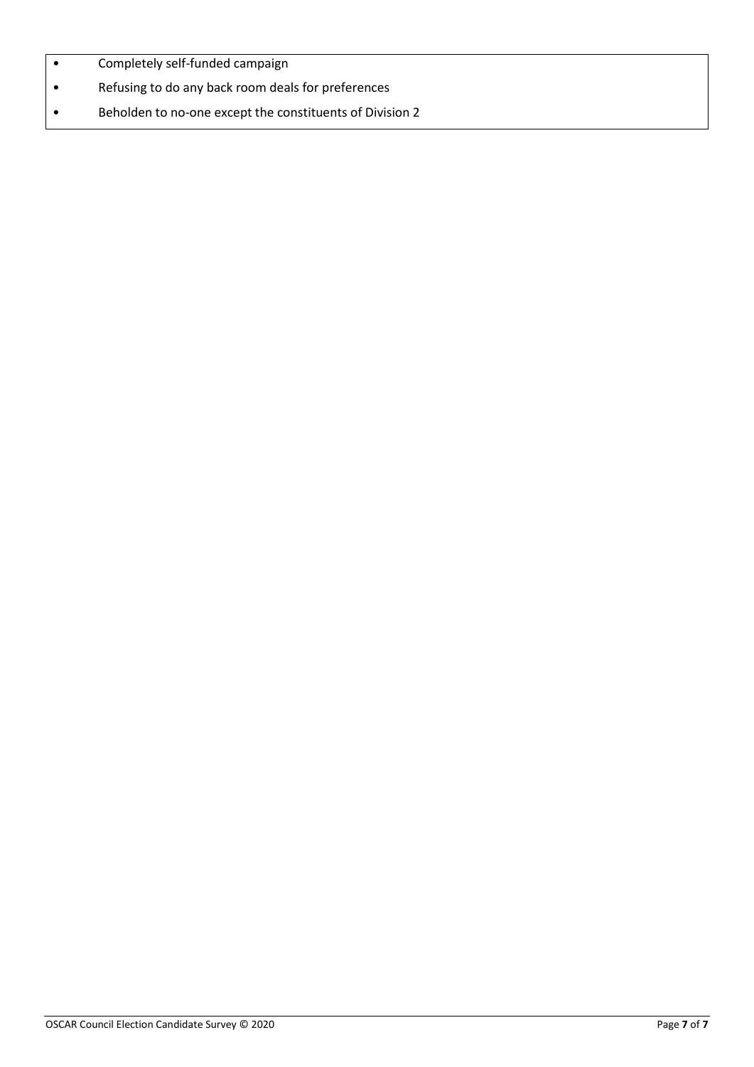- Completely self-funded campaign
- Refusing to do any back room deals for preferences
- Beholden to no-one except the constituents of Division 2